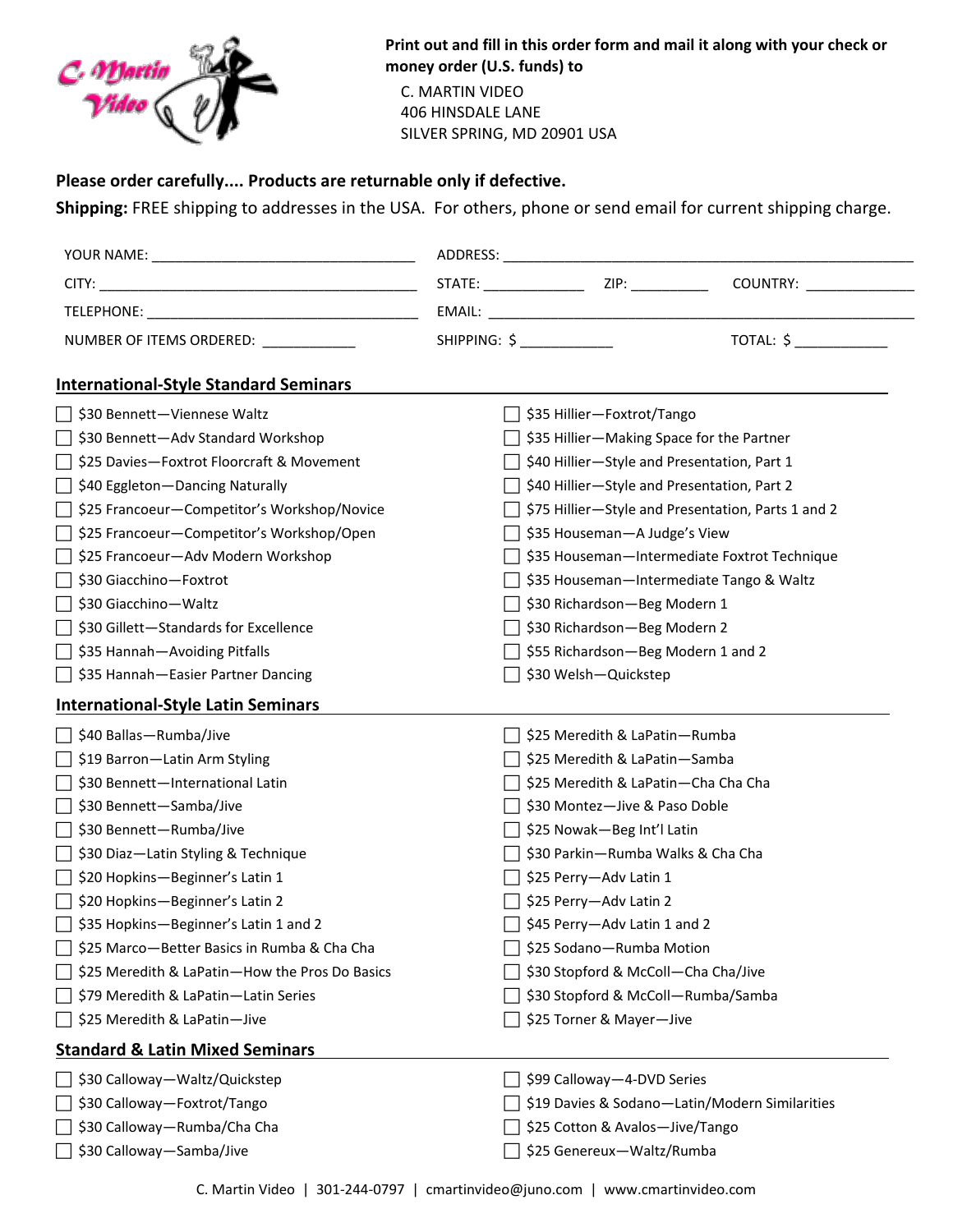Print out and fill in this order form and mail it along with your check or money order (U.S. funds) to

C. MARTIN VIDEO
406 HINSDALE LANE
SILVER SPRING, MD 20901 USA

**Please order carefully.... Products are returnable only if defective.**

**Shipping:** FREE shipping to addresses in the USA. For others, phone or send email for current shipping charge.

YOUR NAME: ______________________________ ADDRESS: ______________________________

CITY: ______________________________ STATE: __________ ZIP: __________ COUNTRY: __________

TELEPHONE: ______________________________ EMAIL: ______________________________

NUMBER OF ITEMS ORDERED: __________ SHIPPING: $ __________ TOTAL: $ __________

## International-Style Standard Seminars

- ☐ $30 Bennett—Viennese Waltz
- ☐ $30 Bennett—Adv Standard Workshop
- ☐ $25 Davies—Foxtrot Floorcraft & Movement
- ☐ $40 Eggleton—Dancing Naturally
- ☐ $25 Francoeur—Competitor's Workshop/Novice
- ☐ $25 Francoeur—Competitor's Workshop/Open
- ☐ $25 Francoeur—Adv Modern Workshop
- ☐ $30 Giacchino—Foxtrot
- ☐ $30 Giacchino—Waltz
- ☐ $30 Gillett—Standards for Excellence
- ☐ $35 Hannah—Avoiding Pitfalls
- ☐ $35 Hannah—Easier Partner Dancing
- ☐ $35 Hillier—Foxtrot/Tango
- ☐ $35 Hillier—Making Space for the Partner
- ☐ $40 Hillier—Style and Presentation, Part 1
- ☐ $40 Hillier—Style and Presentation, Part 2
- ☐ $75 Hillier—Style and Presentation, Parts 1 and 2
- ☐ $35 Houseman—A Judge's View
- ☐ $35 Houseman—Intermediate Foxtrot Technique
- ☐ $35 Houseman—Intermediate Tango & Waltz
- ☐ $30 Richardson—Beg Modern 1
- ☐ $30 Richardson—Beg Modern 2
- ☐ $55 Richardson—Beg Modern 1 and 2
- ☐ $30 Welsh—Quickstep

## International-Style Latin Seminars

- ☐ $40 Ballas—Rumba/Jive
- ☐ $19 Barron—Latin Arm Styling
- ☐ $30 Bennett—International Latin
- ☐ $30 Bennett—Samba/Jive
- ☐ $30 Bennett—Rumba/Jive
- ☐ $30 Diaz—Latin Styling & Technique
- ☐ $20 Hopkins—Beginner's Latin 1
- ☐ $20 Hopkins—Beginner's Latin 2
- ☐ $35 Hopkins—Beginner's Latin 1 and 2
- ☐ $25 Marco—Better Basics in Rumba & Cha Cha
- ☐ $25 Meredith & LaPatin—How the Pros Do Basics
- ☐ $79 Meredith & LaPatin—Latin Series
- ☐ $25 Meredith & LaPatin—Jive
- ☐ $25 Meredith & LaPatin—Rumba
- ☐ $25 Meredith & LaPatin—Samba
- ☐ $25 Meredith & LaPatin—Cha Cha Cha
- ☐ $30 Montez—Jive & Paso Doble
- ☐ $25 Nowak—Beg Int'l Latin
- ☐ $30 Parkin—Rumba Walks & Cha Cha
- ☐ $25 Perry—Adv Latin 1
- ☐ $25 Perry—Adv Latin 2
- ☐ $45 Perry—Adv Latin 1 and 2
- ☐ $25 Sodano—Rumba Motion
- ☐ $30 Stopford & McColl—Cha Cha/Jive
- ☐ $30 Stopford & McColl—Rumba/Samba
- ☐ $25 Torner & Mayer—Jive

## Standard & Latin Mixed Seminars

- ☐ $30 Calloway—Waltz/Quickstep
- ☐ $30 Calloway—Foxtrot/Tango
- ☐ $30 Calloway—Rumba/Cha Cha
- ☐ $30 Calloway—Samba/Jive
- ☐ $99 Calloway—4-DVD Series
- ☐ $19 Davies & Sodano—Latin/Modern Similarities
- ☐ $25 Cotton & Avalos—Jive/Tango
- ☐ $25 Genereux—Waltz/Rumba

C. Martin Video | 301-244-0797 | cmartinvideo@juno.com | www.cmartinvideo.com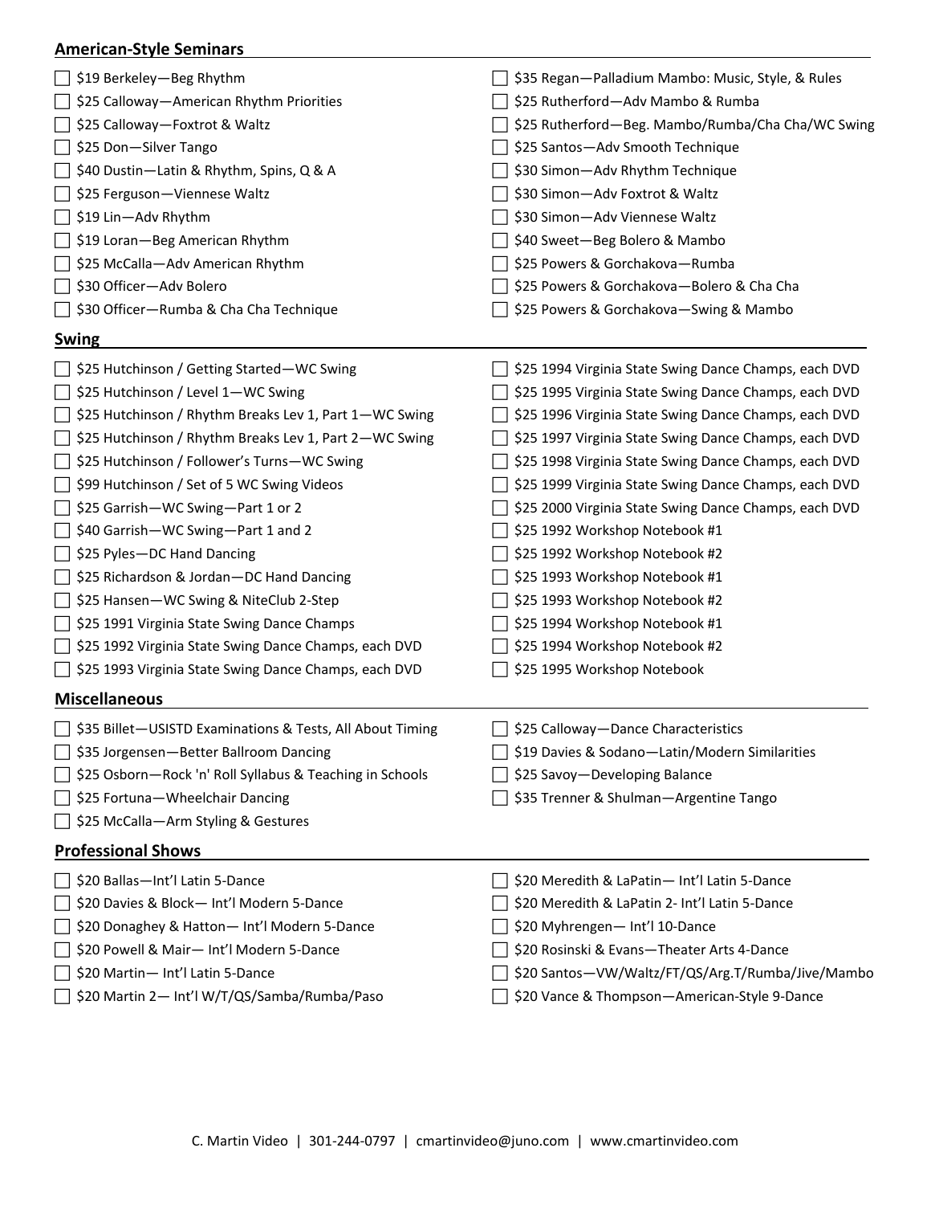## American-Style Seminars

- ☐ $19 Berkeley—Beg Rhythm
- ☐ $25 Calloway—American Rhythm Priorities
- ☐ $25 Calloway—Foxtrot & Waltz
- ☐ $25 Don—Silver Tango
- ☐ $40 Dustin—Latin & Rhythm, Spins, Q & A
- ☐ $25 Ferguson—Viennese Waltz
- ☐ $19 Lin—Adv Rhythm
- ☐ $19 Loran—Beg American Rhythm
- ☐ $25 McCalla—Adv American Rhythm
- ☐ $30 Officer—Adv Bolero
- ☐ $30 Officer—Rumba & Cha Cha Technique
- ☐ $35 Regan—Palladium Mambo: Music, Style, & Rules
- ☐ $25 Rutherford—Adv Mambo & Rumba
- ☐ $25 Rutherford—Beg. Mambo/Rumba/Cha Cha/WC Swing
- ☐ $25 Santos—Adv Smooth Technique
- ☐ $30 Simon—Adv Rhythm Technique
- ☐ $30 Simon—Adv Foxtrot & Waltz
- ☐ $30 Simon—Adv Viennese Waltz
- ☐ $40 Sweet—Beg Bolero & Mambo
- ☐ $25 Powers & Gorchakova—Rumba
- ☐ $25 Powers & Gorchakova—Bolero & Cha Cha
- ☐ $25 Powers & Gorchakova—Swing & Mambo

## Swing

- ☐ $25 Hutchinson / Getting Started—WC Swing
- ☐ $25 Hutchinson / Level 1—WC Swing
- ☐ $25 Hutchinson / Rhythm Breaks Lev 1, Part 1—WC Swing
- ☐ $25 Hutchinson / Rhythm Breaks Lev 1, Part 2—WC Swing
- ☐ $25 Hutchinson / Follower's Turns—WC Swing
- ☐ $99 Hutchinson / Set of 5 WC Swing Videos
- ☐ $25 Garrish—WC Swing—Part 1 or 2
- ☐ $40 Garrish—WC Swing—Part 1 and 2
- ☐ $25 Pyles—DC Hand Dancing
- ☐ $25 Richardson & Jordan—DC Hand Dancing
- ☐ $25 Hansen—WC Swing & NiteClub 2-Step
- ☐ $25 1991 Virginia State Swing Dance Champs
- ☐ $25 1992 Virginia State Swing Dance Champs, each DVD
- ☐ $25 1993 Virginia State Swing Dance Champs, each DVD
- ☐ $25 1994 Virginia State Swing Dance Champs, each DVD
- ☐ $25 1995 Virginia State Swing Dance Champs, each DVD
- ☐ $25 1996 Virginia State Swing Dance Champs, each DVD
- ☐ $25 1997 Virginia State Swing Dance Champs, each DVD
- ☐ $25 1998 Virginia State Swing Dance Champs, each DVD
- ☐ $25 1999 Virginia State Swing Dance Champs, each DVD
- ☐ $25 2000 Virginia State Swing Dance Champs, each DVD
- ☐ $25 1992 Workshop Notebook #1
- ☐ $25 1992 Workshop Notebook #2
- ☐ $25 1993 Workshop Notebook #1
- ☐ $25 1993 Workshop Notebook #2
- ☐ $25 1994 Workshop Notebook #1
- ☐ $25 1994 Workshop Notebook #2
- ☐ $25 1995 Workshop Notebook

## Miscellaneous

- ☐ $35 Billet—USISTD Examinations & Tests, All About Timing
- ☐ $35 Jorgensen—Better Ballroom Dancing
- ☐ $25 Osborn—Rock 'n' Roll Syllabus & Teaching in Schools
- ☐ $25 Fortuna—Wheelchair Dancing
- ☐ $25 McCalla—Arm Styling & Gestures
- ☐ $25 Calloway—Dance Characteristics
- ☐ $19 Davies & Sodano—Latin/Modern Similarities
- ☐ $25 Savoy—Developing Balance
- ☐ $35 Trenner & Shulman—Argentine Tango

## Professional Shows

- ☐ $20 Ballas—Int'l Latin 5-Dance
- ☐ $20 Davies & Block— Int'l Modern 5-Dance
- ☐ $20 Donaghey & Hatton— Int'l Modern 5-Dance
- ☐ $20 Powell & Mair— Int'l Modern 5-Dance
- ☐ $20 Martin— Int'l Latin 5-Dance
- ☐ $20 Martin 2— Int'l W/T/QS/Samba/Rumba/Paso
- ☐ $20 Meredith & LaPatin— Int'l Latin 5-Dance
- ☐ $20 Meredith & LaPatin 2- Int'l Latin 5-Dance
- ☐ $20 Myhrengen— Int'l 10-Dance
- ☐ $20 Rosinski & Evans—Theater Arts 4-Dance
- ☐ $20 Santos—VW/Waltz/FT/QS/Arg.T/Rumba/Jive/Mambo
- ☐ $20 Vance & Thompson—American-Style 9-Dance

C. Martin Video | 301-244-0797 | cmartinvideo@juno.com | www.cmartinvideo.com